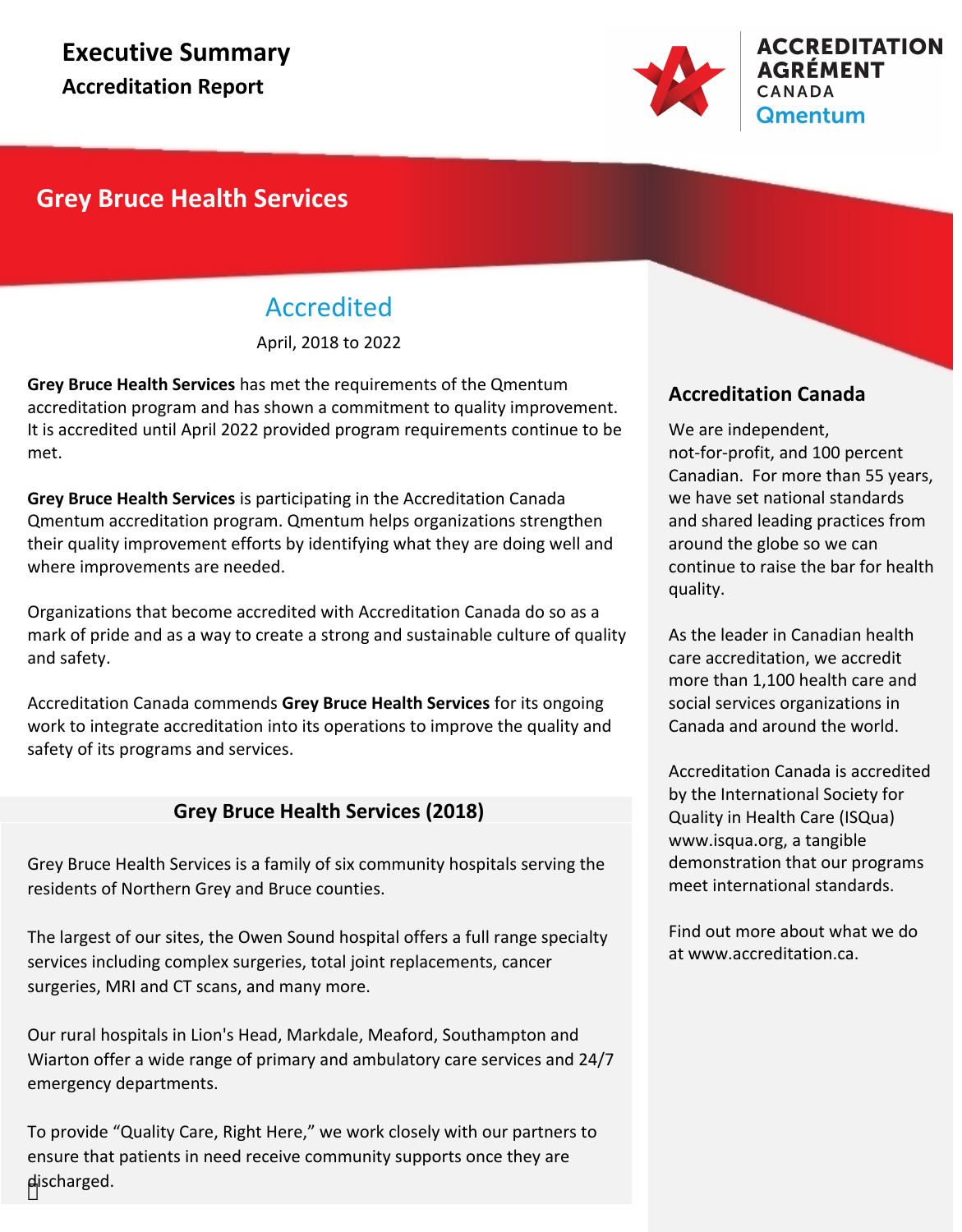# Executive Summary

## Accreditation Report

ACCREDITATION AGRÉMENT CANADA Qmentum

## Grey Bruce Health Services

### Accredited

April, 2018 to 2022

**Grey Bruce Health Services** has met the requirements of the Qmentum accreditation program and has shown a commitment to quality improvement. It is accredited until April 2022 provided program requirements continue to be met.

**Grey Bruce Health Services** is participating in the Accreditation Canada Qmentum accreditation program. Qmentum helps organizations strengthen their quality improvement efforts by identifying what they are doing well and where improvements are needed.

Organizations that become accredited with Accreditation Canada do so as a mark of pride and as a way to create a strong and sustainable culture of quality and safety.

Accreditation Canada commends **Grey Bruce Health Services** for its ongoing work to integrate accreditation into its operations to improve the quality and safety of its programs and services.

### Grey Bruce Health Services (2018)

Grey Bruce Health Services is a family of six community hospitals serving the residents of Northern Grey and Bruce counties.

The largest of our sites, the Owen Sound hospital offers a full range specialty services including complex surgeries, total joint replacements, cancer surgeries, MRI and CT scans, and many more.

Our rural hospitals in Lion's Head, Markdale, Meaford, Southampton and Wiarton offer a wide range of primary and ambulatory care services and 24/7 emergency departments.

To provide “Quality Care, Right Here,” we work closely with our partners to ensure that patients in need receive community supports once they are discharged.

### Accreditation Canada

We are independent, not-for-profit, and 100 percent Canadian. For more than 55 years, we have set national standards and shared leading practices from around the globe so we can continue to raise the bar for health quality.

As the leader in Canadian health care accreditation, we accredit more than 1,100 health care and social services organizations in Canada and around the world.

Accreditation Canada is accredited by the International Society for Quality in Health Care (ISQua) www.isqua.org, a tangible demonstration that our programs meet international standards.

Find out more about what we do at www.accreditation.ca.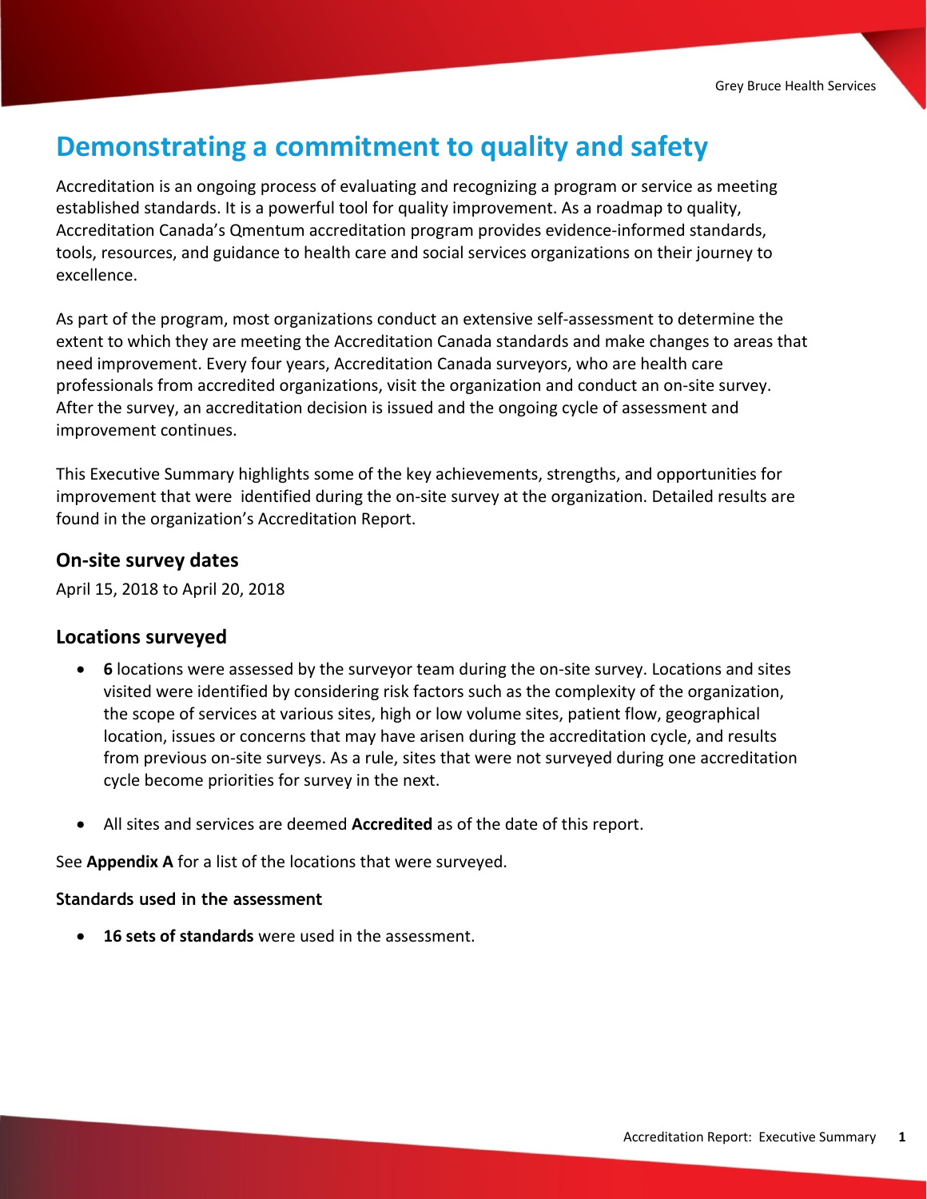# Demonstrating a commitment to quality and safety

Accreditation is an ongoing process of evaluating and recognizing a program or service as meeting established standards. It is a powerful tool for quality improvement. As a roadmap to quality, Accreditation Canada's Qmentum accreditation program provides evidence-informed standards, tools, resources, and guidance to health care and social services organizations on their journey to excellence.

As part of the program, most organizations conduct an extensive self-assessment to determine the extent to which they are meeting the Accreditation Canada standards and make changes to areas that need improvement. Every four years, Accreditation Canada surveyors, who are health care professionals from accredited organizations, visit the organization and conduct an on-site survey. After the survey, an accreditation decision is issued and the ongoing cycle of assessment and improvement continues.

This Executive Summary highlights some of the key achievements, strengths, and opportunities for improvement that were identified during the on-site survey at the organization. Detailed results are found in the organization's Accreditation Report.

## On-site survey dates

April 15, 2018 to April 20, 2018

## Locations surveyed

- **6** locations were assessed by the surveyor team during the on-site survey. Locations and sites visited were identified by considering risk factors such as the complexity of the organization, the scope of services at various sites, high or low volume sites, patient flow, geographical location, issues or concerns that may have arisen during the accreditation cycle, and results from previous on-site surveys. As a rule, sites that were not surveyed during one accreditation cycle become priorities for survey in the next.

- All sites and services are deemed **Accredited** as of the date of this report.

See **Appendix A** for a list of the locations that were surveyed.

### Standards used in the assessment

- **16 sets of standards** were used in the assessment.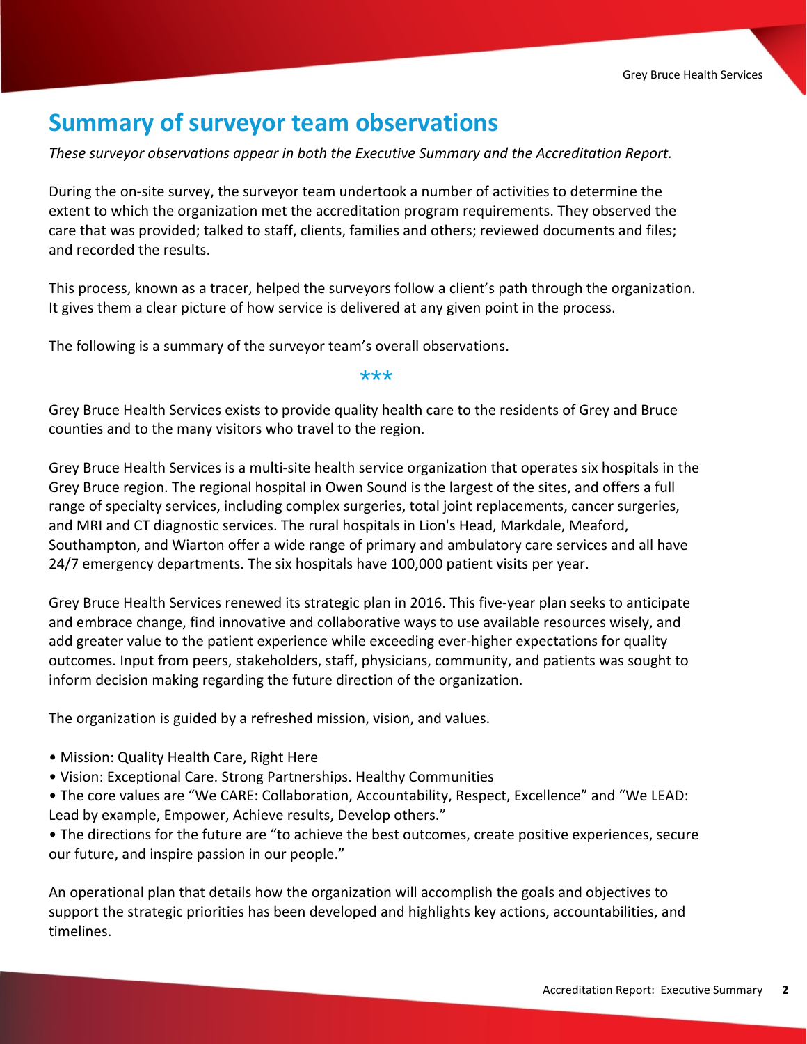## Summary of surveyor team observations

*These surveyor observations appear in both the Executive Summary and the Accreditation Report.*

During the on-site survey, the surveyor team undertook a number of activities to determine the extent to which the organization met the accreditation program requirements. They observed the care that was provided; talked to staff, clients, families and others; reviewed documents and files; and recorded the results.

This process, known as a tracer, helped the surveyors follow a client's path through the organization. It gives them a clear picture of how service is delivered at any given point in the process.

The following is a summary of the surveyor team's overall observations.

***

Grey Bruce Health Services exists to provide quality health care to the residents of Grey and Bruce counties and to the many visitors who travel to the region.

Grey Bruce Health Services is a multi-site health service organization that operates six hospitals in the Grey Bruce region. The regional hospital in Owen Sound is the largest of the sites, and offers a full range of specialty services, including complex surgeries, total joint replacements, cancer surgeries, and MRI and CT diagnostic services. The rural hospitals in Lion's Head, Markdale, Meaford, Southampton, and Wiarton offer a wide range of primary and ambulatory care services and all have 24/7 emergency departments. The six hospitals have 100,000 patient visits per year.

Grey Bruce Health Services renewed its strategic plan in 2016. This five-year plan seeks to anticipate and embrace change, find innovative and collaborative ways to use available resources wisely, and add greater value to the patient experience while exceeding ever-higher expectations for quality outcomes. Input from peers, stakeholders, staff, physicians, community, and patients was sought to inform decision making regarding the future direction of the organization.

The organization is guided by a refreshed mission, vision, and values.

- Mission: Quality Health Care, Right Here
- Vision: Exceptional Care. Strong Partnerships. Healthy Communities
- The core values are "We CARE: Collaboration, Accountability, Respect, Excellence" and "We LEAD: Lead by example, Empower, Achieve results, Develop others."
- The directions for the future are "to achieve the best outcomes, create positive experiences, secure our future, and inspire passion in our people."

An operational plan that details how the organization will accomplish the goals and objectives to support the strategic priorities has been developed and highlights key actions, accountabilities, and timelines.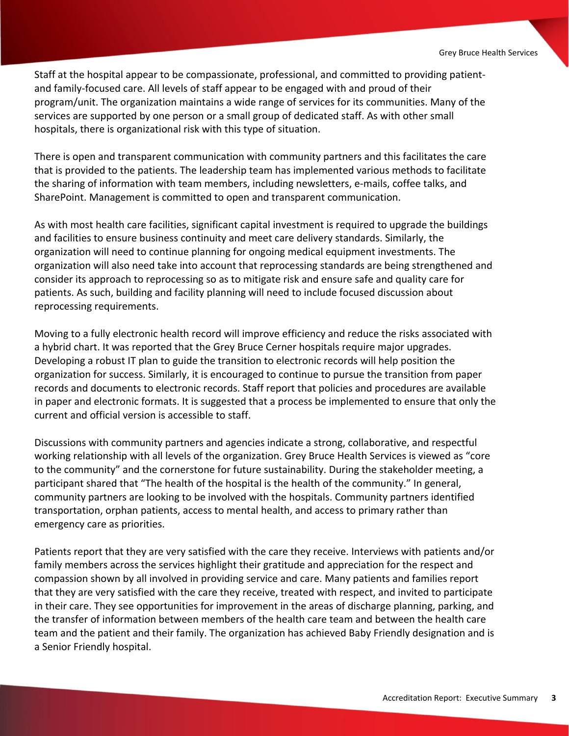Staff at the hospital appear to be compassionate, professional, and committed to providing patient- and family-focused care. All levels of staff appear to be engaged with and proud of their program/unit. The organization maintains a wide range of services for its communities. Many of the services are supported by one person or a small group of dedicated staff. As with other small hospitals, there is organizational risk with this type of situation.

There is open and transparent communication with community partners and this facilitates the care that is provided to the patients. The leadership team has implemented various methods to facilitate the sharing of information with team members, including newsletters, e-mails, coffee talks, and SharePoint. Management is committed to open and transparent communication.

As with most health care facilities, significant capital investment is required to upgrade the buildings and facilities to ensure business continuity and meet care delivery standards. Similarly, the organization will need to continue planning for ongoing medical equipment investments. The organization will also need take into account that reprocessing standards are being strengthened and consider its approach to reprocessing so as to mitigate risk and ensure safe and quality care for patients. As such, building and facility planning will need to include focused discussion about reprocessing requirements.

Moving to a fully electronic health record will improve efficiency and reduce the risks associated with a hybrid chart. It was reported that the Grey Bruce Cerner hospitals require major upgrades. Developing a robust IT plan to guide the transition to electronic records will help position the organization for success. Similarly, it is encouraged to continue to pursue the transition from paper records and documents to electronic records. Staff report that policies and procedures are available in paper and electronic formats. It is suggested that a process be implemented to ensure that only the current and official version is accessible to staff.

Discussions with community partners and agencies indicate a strong, collaborative, and respectful working relationship with all levels of the organization. Grey Bruce Health Services is viewed as "core to the community" and the cornerstone for future sustainability. During the stakeholder meeting, a participant shared that "The health of the hospital is the health of the community." In general, community partners are looking to be involved with the hospitals. Community partners identified transportation, orphan patients, access to mental health, and access to primary rather than emergency care as priorities.

Patients report that they are very satisfied with the care they receive. Interviews with patients and/or family members across the services highlight their gratitude and appreciation for the respect and compassion shown by all involved in providing service and care. Many patients and families report that they are very satisfied with the care they receive, treated with respect, and invited to participate in their care. They see opportunities for improvement in the areas of discharge planning, parking, and the transfer of information between members of the health care team and between the health care team and the patient and their family. The organization has achieved Baby Friendly designation and is a Senior Friendly hospital.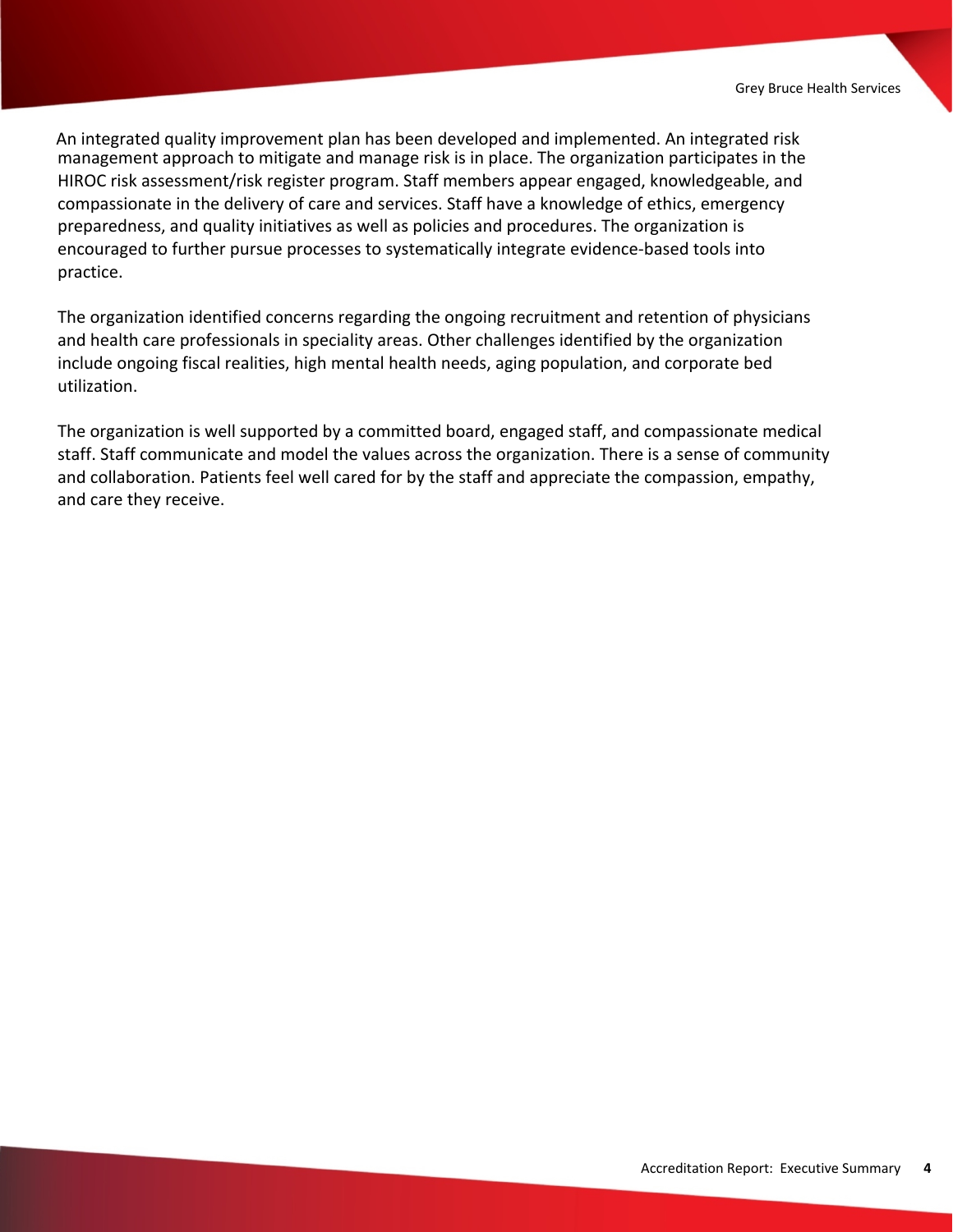An integrated quality improvement plan has been developed and implemented. An integrated risk management approach to mitigate and manage risk is in place. The organization participates in the HIROC risk assessment/risk register program. Staff members appear engaged, knowledgeable, and compassionate in the delivery of care and services. Staff have a knowledge of ethics, emergency preparedness, and quality initiatives as well as policies and procedures. The organization is encouraged to further pursue processes to systematically integrate evidence-based tools into practice.

The organization identified concerns regarding the ongoing recruitment and retention of physicians and health care professionals in speciality areas. Other challenges identified by the organization include ongoing fiscal realities, high mental health needs, aging population, and corporate bed utilization.

The organization is well supported by a committed board, engaged staff, and compassionate medical staff. Staff communicate and model the values across the organization. There is a sense of community and collaboration. Patients feel well cared for by the staff and appreciate the compassion, empathy, and care they receive.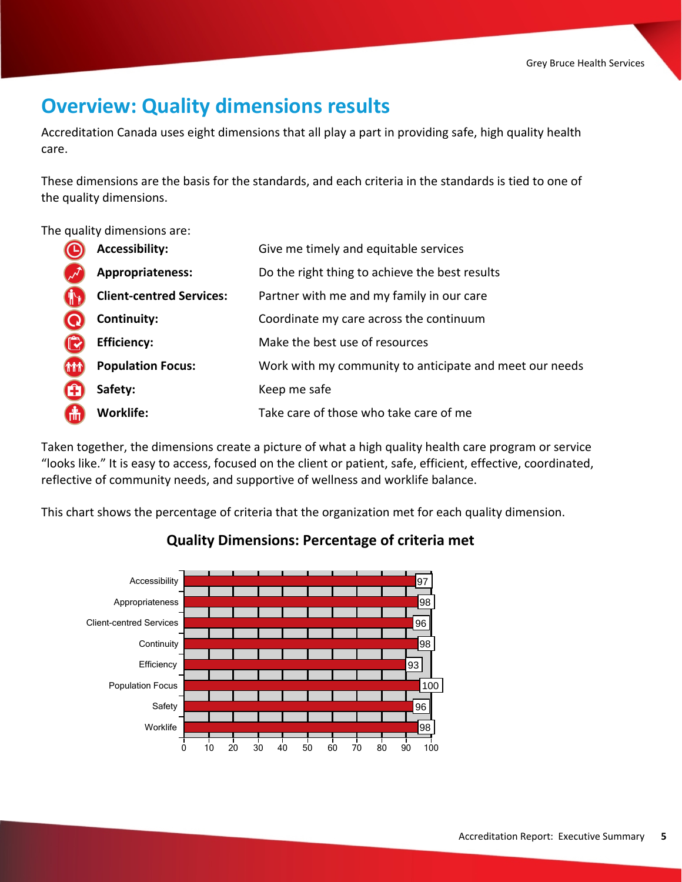# Overview: Quality dimensions results

Accreditation Canada uses eight dimensions that all play a part in providing safe, high quality health care.

These dimensions are the basis for the standards, and each criteria in the standards is tied to one of the quality dimensions.

The quality dimensions are:

| | |
|---|---|
| **Accessibility:** | Give me timely and equitable services |
| **Appropriateness:** | Do the right thing to achieve the best results |
| **Client-centred Services:** | Partner with me and my family in our care |
| **Continuity:** | Coordinate my care across the continuum |
| **Efficiency:** | Make the best use of resources |
| **Population Focus:** | Work with my community to anticipate and meet our needs |
| **Safety:** | Keep me safe |
| **Worklife:** | Take care of those who take care of me |

Taken together, the dimensions create a picture of what a high quality health care program or service "looks like." It is easy to access, focused on the client or patient, safe, efficient, effective, coordinated, reflective of community needs, and supportive of wellness and worklife balance.

This chart shows the percentage of criteria that the organization met for each quality dimension.

## Quality Dimensions: Percentage of criteria met

Accessibility 97
Appropriateness 98
Client-centred Services 96
Continuity 98
Efficiency 93
Population Focus 100
Safety 96
Worklife 98

0 10 20 30 40 50 60 70 80 90 100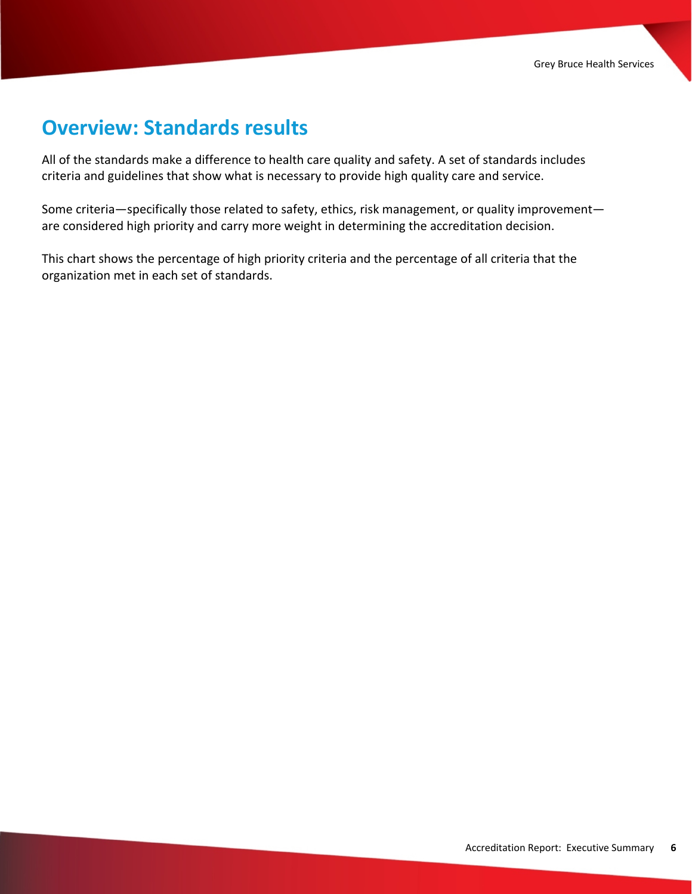## Overview: Standards results

All of the standards make a difference to health care quality and safety. A set of standards includes criteria and guidelines that show what is necessary to provide high quality care and service.

Some criteria—specifically those related to safety, ethics, risk management, or quality improvement—are considered high priority and carry more weight in determining the accreditation decision.

This chart shows the percentage of high priority criteria and the percentage of all criteria that the organization met in each set of standards.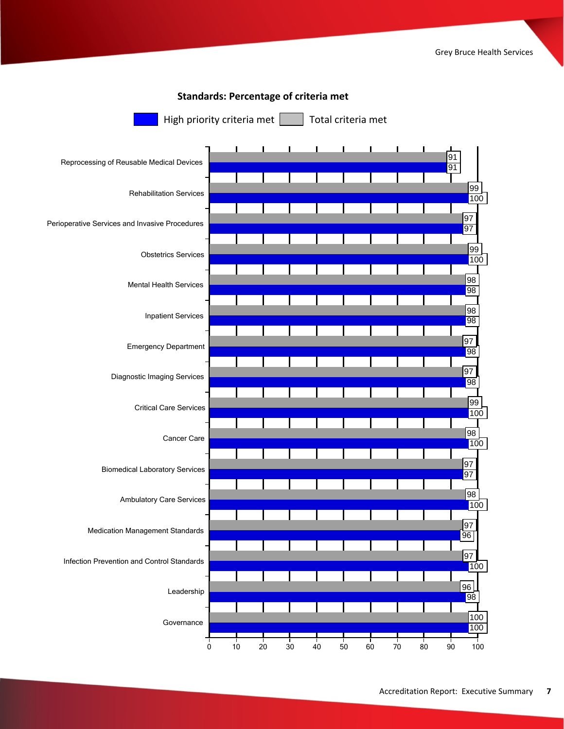**Standards: Percentage of criteria met**

High priority criteria met
Total criteria met

Reproccessing of Reusable Medical Devices 91 91
Rehabilitation Services 99 100
Perioperative Services and Invasive Procedures 97 97
Obstetrics Services 99 100
Mental Health Services 98 98
Inpatient Services 98 98
Emergency Department 97 98
Diagnostic Imaging Services 97 98
Critical Care Services 99 100
Cancer Care 98 100
Biomedical Laboratory Services 97 97
Ambulatory Care Services 98 100
Medication Management Standards 97 96
Infection Prevention and Control Standards 97 100
Leadership 96 98
Governance 100 100

0 10 20 30 40 50 60 70 80 90 100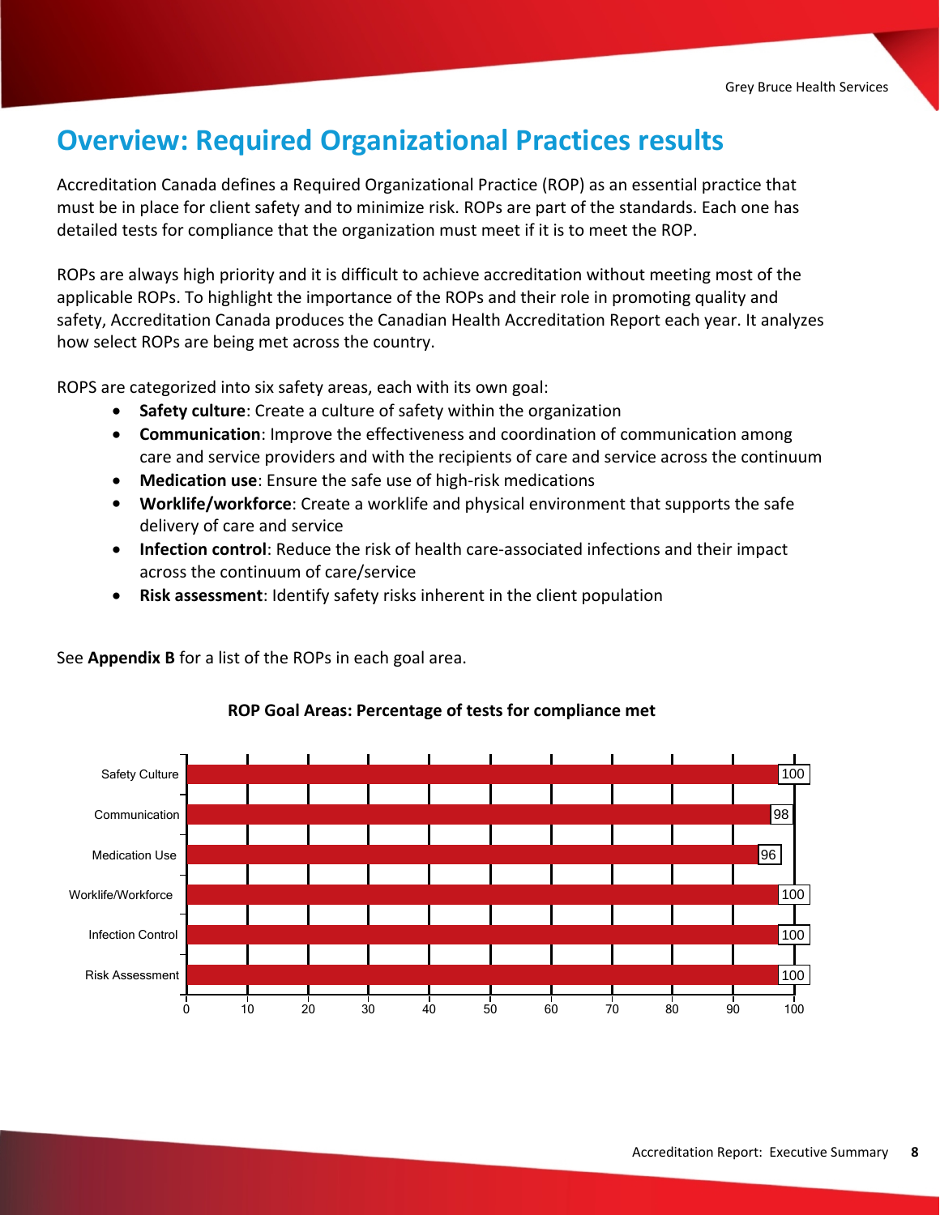# Overview: Required Organizational Practices results

Accreditation Canada defines a Required Organizational Practice (ROP) as an essential practice that must be in place for client safety and to minimize risk. ROPs are part of the standards. Each one has detailed tests for compliance that the organization must meet if it is to meet the ROP.

ROPs are always high priority and it is difficult to achieve accreditation without meeting most of the applicable ROPs. To highlight the importance of the ROPs and their role in promoting quality and safety, Accreditation Canada produces the Canadian Health Accreditation Report each year. It analyzes how select ROPs are being met across the country.

ROPS are categorized into six safety areas, each with its own goal:

- **Safety culture**: Create a culture of safety within the organization
- **Communication**: Improve the effectiveness and coordination of communication among care and service providers and with the recipients of care and service across the continuum
- **Medication use**: Ensure the safe use of high-risk medications
- **Worklife/workforce**: Create a worklife and physical environment that supports the safe delivery of care and service
- **Infection control**: Reduce the risk of health care-associated infections and their impact across the continuum of care/service
- **Risk assessment**: Identify safety risks inherent in the client population

See **Appendix B** for a list of the ROPs in each goal area.

**ROP Goal Areas: Percentage of tests for compliance met**

Safety Culture 100
Communication 98
Medication Use 96
Worklife/Workforce 100
Infection Control 100
Risk Assessment 100

0 10 20 30 40 50 60 70 80 90 100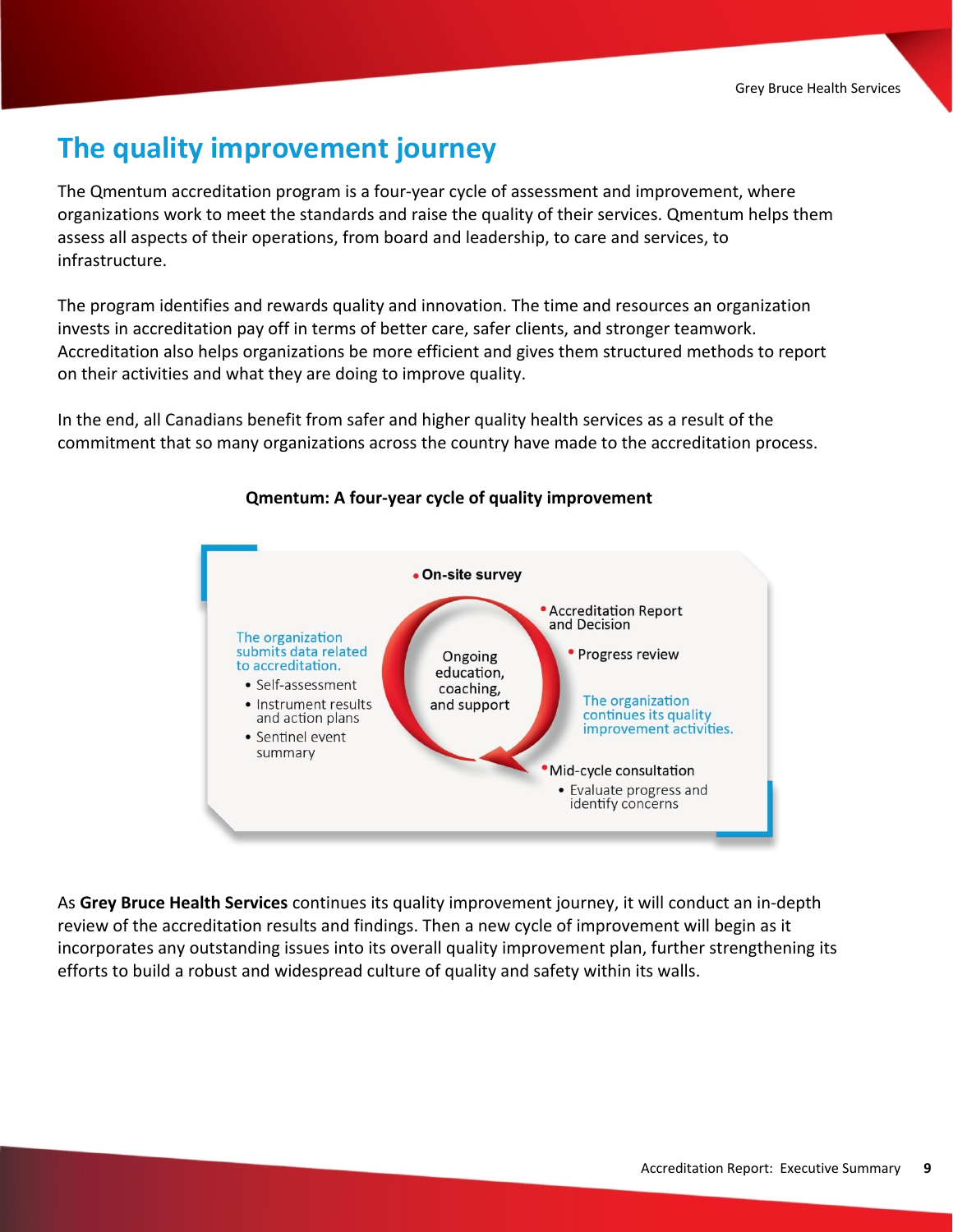# The quality improvement journey

The Qmentum accreditation program is a four-year cycle of assessment and improvement, where organizations work to meet the standards and raise the quality of their services. Qmentum helps them assess all aspects of their operations, from board and leadership, to care and services, to infrastructure.

The program identifies and rewards quality and innovation. The time and resources an organization invests in accreditation pay off in terms of better care, safer clients, and stronger teamwork. Accreditation also helps organizations be more efficient and gives them structured methods to report on their activities and what they are doing to improve quality.

In the end, all Canadians benefit from safer and higher quality health services as a result of the commitment that so many organizations across the country have made to the accreditation process.

**Qmentum: A four-year cycle of quality improvement**

- On-site survey
- Accreditation Report and Decision
- Progress review

The organization continues its quality improvement activities.

- Mid-cycle consultation
  - Evaluate progress and identify concerns

The organization submits data related to accreditation.

- Self-assessment
- Instrument results and action plans
- Sentinel event summary

Ongoing education, coaching, and support

As **Grey Bruce Health Services** continues its quality improvement journey, it will conduct an in-depth review of the accreditation results and findings. Then a new cycle of improvement will begin as it incorporates any outstanding issues into its overall quality improvement plan, further strengthening its efforts to build a robust and widespread culture of quality and safety within its walls.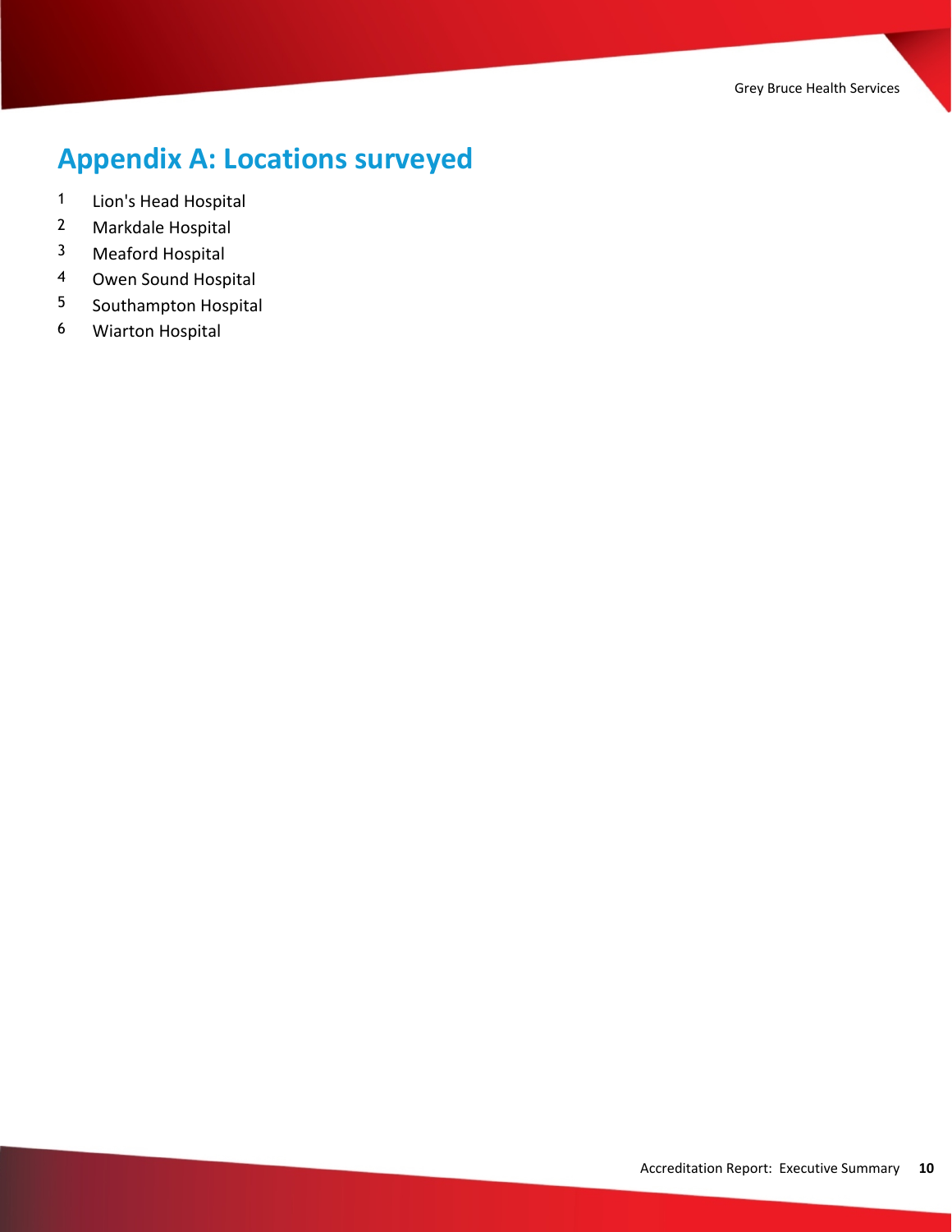# Appendix A: Locations surveyed

1. Lion's Head Hospital
2. Markdale Hospital
3. Meaford Hospital
4. Owen Sound Hospital
5. Southampton Hospital
6. Wiarton Hospital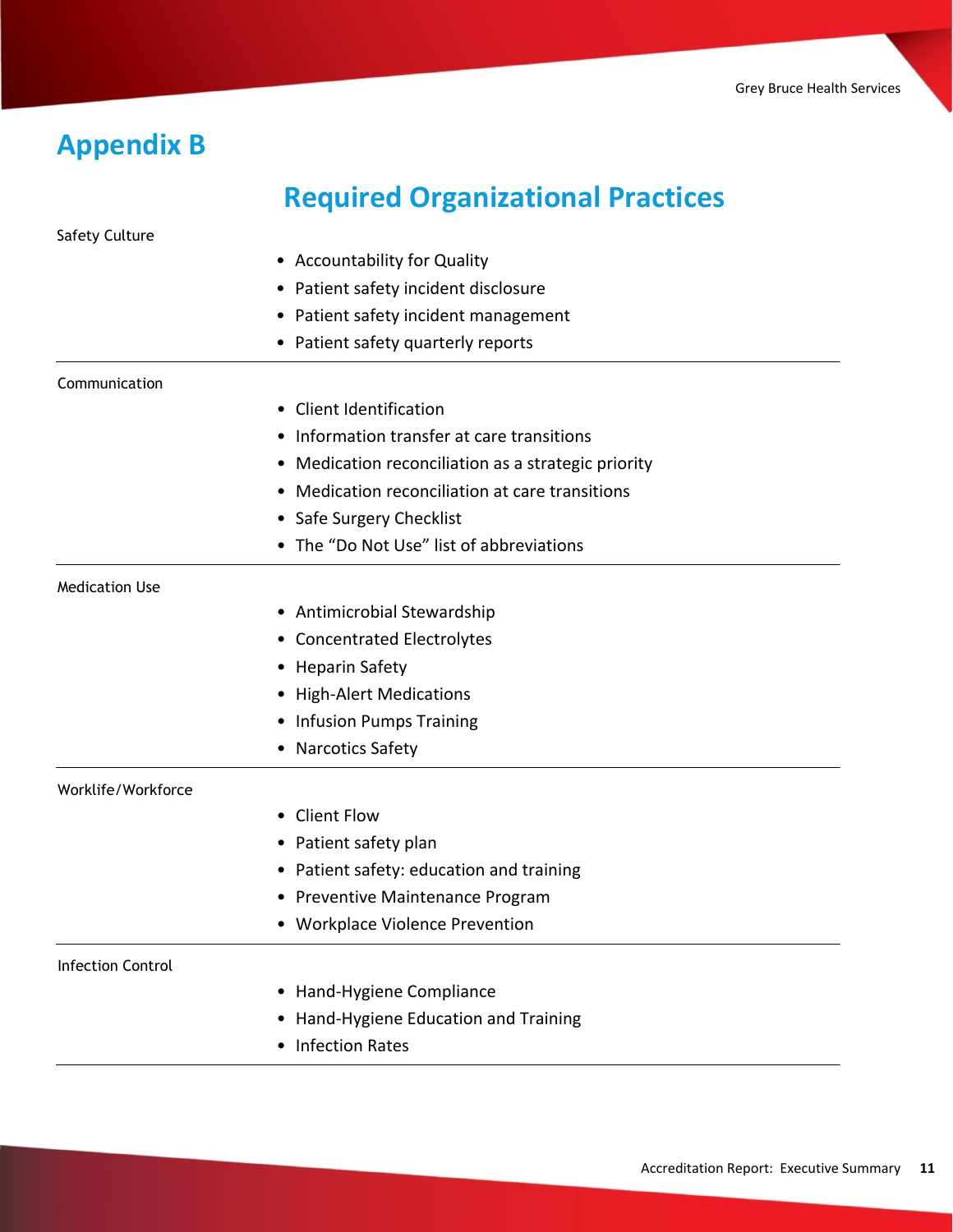# Appendix B

## Required Organizational Practices

Safety Culture

- Accountability for Quality
- Patient safety incident disclosure
- Patient safety incident management
- Patient safety quarterly reports

---

Communication

- Client Identification
- Information transfer at care transitions
- Medication reconciliation as a strategic priority
- Medication reconciliation at care transitions
- Safe Surgery Checklist
- The "Do Not Use" list of abbreviations

---

Medication Use

- Antimicrobial Stewardship
- Concentrated Electrolytes
- Heparin Safety
- High-Alert Medications
- Infusion Pumps Training
- Narcotics Safety

---

Worklife/Workforce

- Client Flow
- Patient safety plan
- Patient safety: education and training
- Preventive Maintenance Program
- Workplace Violence Prevention

---

Infection Control

- Hand-Hygiene Compliance
- Hand-Hygiene Education and Training
- Infection Rates

---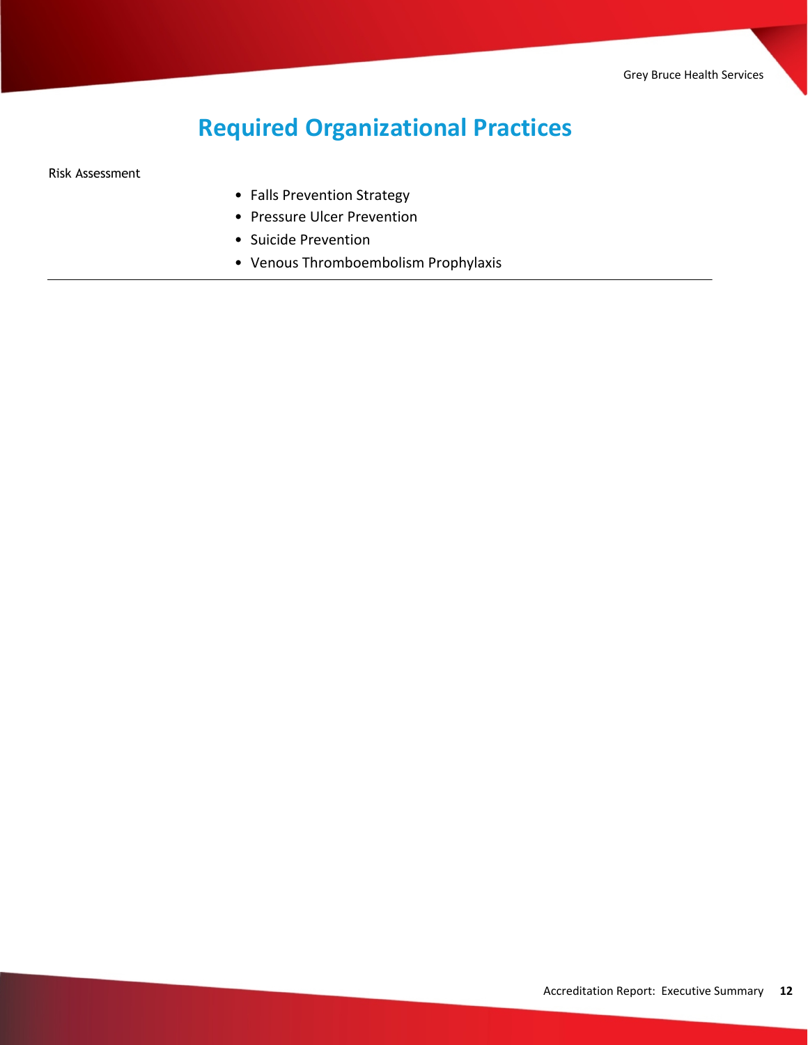# Required Organizational Practices

| | |
|---|---|
| Risk Assessment | • Falls Prevention Strategy<br>• Pressure Ulcer Prevention<br>• Suicide Prevention<br>• Venous Thromboembolism Prophylaxis |